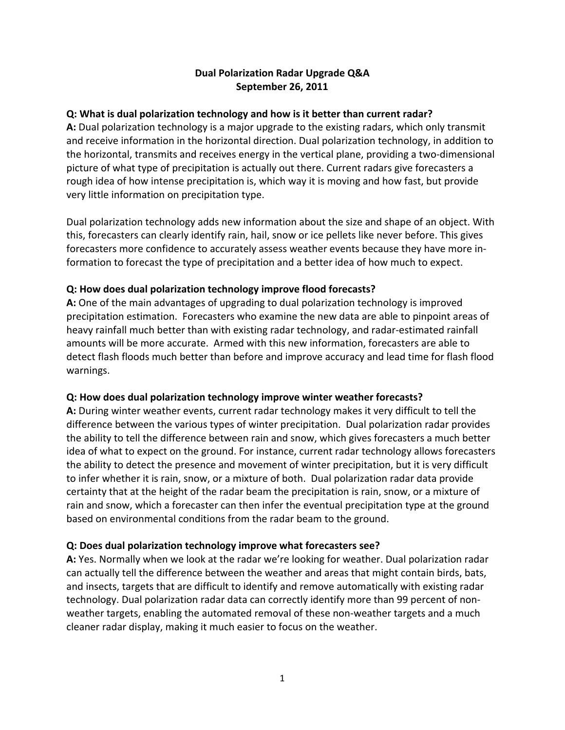# Dual Polarization Radar Upgrade Q&A
## September 26, 2011

**Q: What is dual polarization technology and how is it better than current radar?**
**A:** Dual polarization technology is a major upgrade to the existing radars, which only transmit and receive information in the horizontal direction. Dual polarization technology, in addition to the horizontal, transmits and receives energy in the vertical plane, providing a two-dimensional picture of what type of precipitation is actually out there. Current radars give forecasters a rough idea of how intense precipitation is, which way it is moving and how fast, but provide very little information on precipitation type.

Dual polarization technology adds new information about the size and shape of an object. With this, forecasters can clearly identify rain, hail, snow or ice pellets like never before. This gives forecasters more confidence to accurately assess weather events because they have more information to forecast the type of precipitation and a better idea of how much to expect.

**Q: How does dual polarization technology improve flood forecasts?**
**A:** One of the main advantages of upgrading to dual polarization technology is improved precipitation estimation. Forecasters who examine the new data are able to pinpoint areas of heavy rainfall much better than with existing radar technology, and radar-estimated rainfall amounts will be more accurate. Armed with this new information, forecasters are able to detect flash floods much better than before and improve accuracy and lead time for flash flood warnings.

**Q: How does dual polarization technology improve winter weather forecasts?**
**A:** During winter weather events, current radar technology makes it very difficult to tell the difference between the various types of winter precipitation. Dual polarization radar provides the ability to tell the difference between rain and snow, which gives forecasters a much better idea of what to expect on the ground. For instance, current radar technology allows forecasters the ability to detect the presence and movement of winter precipitation, but it is very difficult to infer whether it is rain, snow, or a mixture of both. Dual polarization radar data provide certainty that at the height of the radar beam the precipitation is rain, snow, or a mixture of rain and snow, which a forecaster can then infer the eventual precipitation type at the ground based on environmental conditions from the radar beam to the ground.

**Q: Does dual polarization technology improve what forecasters see?**
**A:** Yes. Normally when we look at the radar we're looking for weather. Dual polarization radar can actually tell the difference between the weather and areas that might contain birds, bats, and insects, targets that are difficult to identify and remove automatically with existing radar technology. Dual polarization radar data can correctly identify more than 99 percent of non-weather targets, enabling the automated removal of these non-weather targets and a much cleaner radar display, making it much easier to focus on the weather.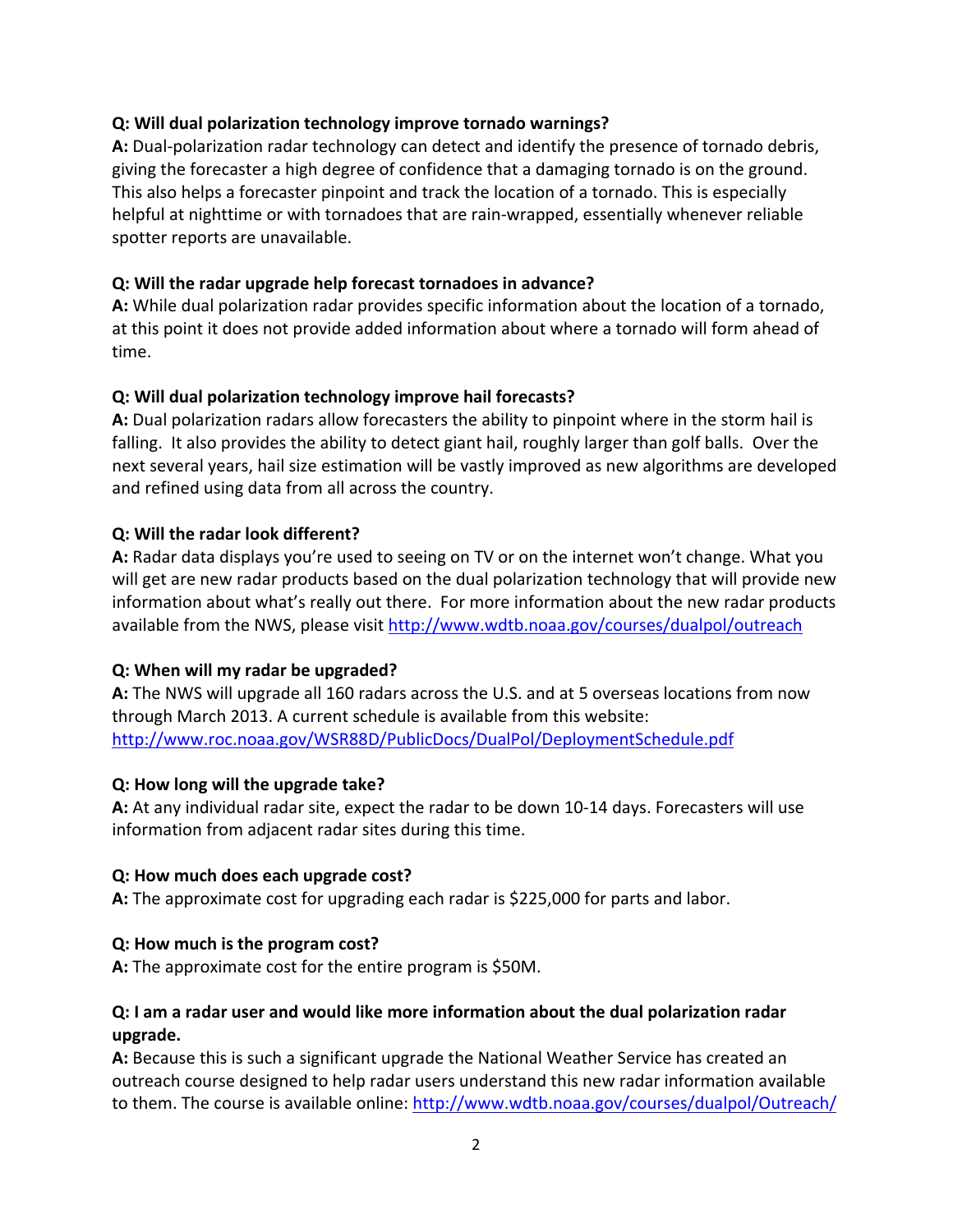**Q: Will dual polarization technology improve tornado warnings?**
**A:** Dual-polarization radar technology can detect and identify the presence of tornado debris, giving the forecaster a high degree of confidence that a damaging tornado is on the ground. This also helps a forecaster pinpoint and track the location of a tornado. This is especially helpful at nighttime or with tornadoes that are rain-wrapped, essentially whenever reliable spotter reports are unavailable.

**Q: Will the radar upgrade help forecast tornadoes in advance?**
**A:** While dual polarization radar provides specific information about the location of a tornado, at this point it does not provide added information about where a tornado will form ahead of time.

**Q: Will dual polarization technology improve hail forecasts?**
**A:** Dual polarization radars allow forecasters the ability to pinpoint where in the storm hail is falling. It also provides the ability to detect giant hail, roughly larger than golf balls. Over the next several years, hail size estimation will be vastly improved as new algorithms are developed and refined using data from all across the country.

**Q: Will the radar look different?**
**A:** Radar data displays you're used to seeing on TV or on the internet won't change. What you will get are new radar products based on the dual polarization technology that will provide new information about what's really out there. For more information about the new radar products available from the NWS, please visit http://www.wdtb.noaa.gov/courses/dualpol/outreach

**Q: When will my radar be upgraded?**
**A:** The NWS will upgrade all 160 radars across the U.S. and at 5 overseas locations from now through March 2013. A current schedule is available from this website:
http://www.roc.noaa.gov/WSR88D/PublicDocs/DualPol/DeploymentSchedule.pdf

**Q: How long will the upgrade take?**
**A:** At any individual radar site, expect the radar to be down 10-14 days. Forecasters will use information from adjacent radar sites during this time.

**Q: How much does each upgrade cost?**
**A:** The approximate cost for upgrading each radar is $225,000 for parts and labor.

**Q: How much is the program cost?**
**A:** The approximate cost for the entire program is $50M.

**Q: I am a radar user and would like more information about the dual polarization radar upgrade.**
**A:** Because this is such a significant upgrade the National Weather Service has created an outreach course designed to help radar users understand this new radar information available to them. The course is available online: http://www.wdtb.noaa.gov/courses/dualpol/Outreach/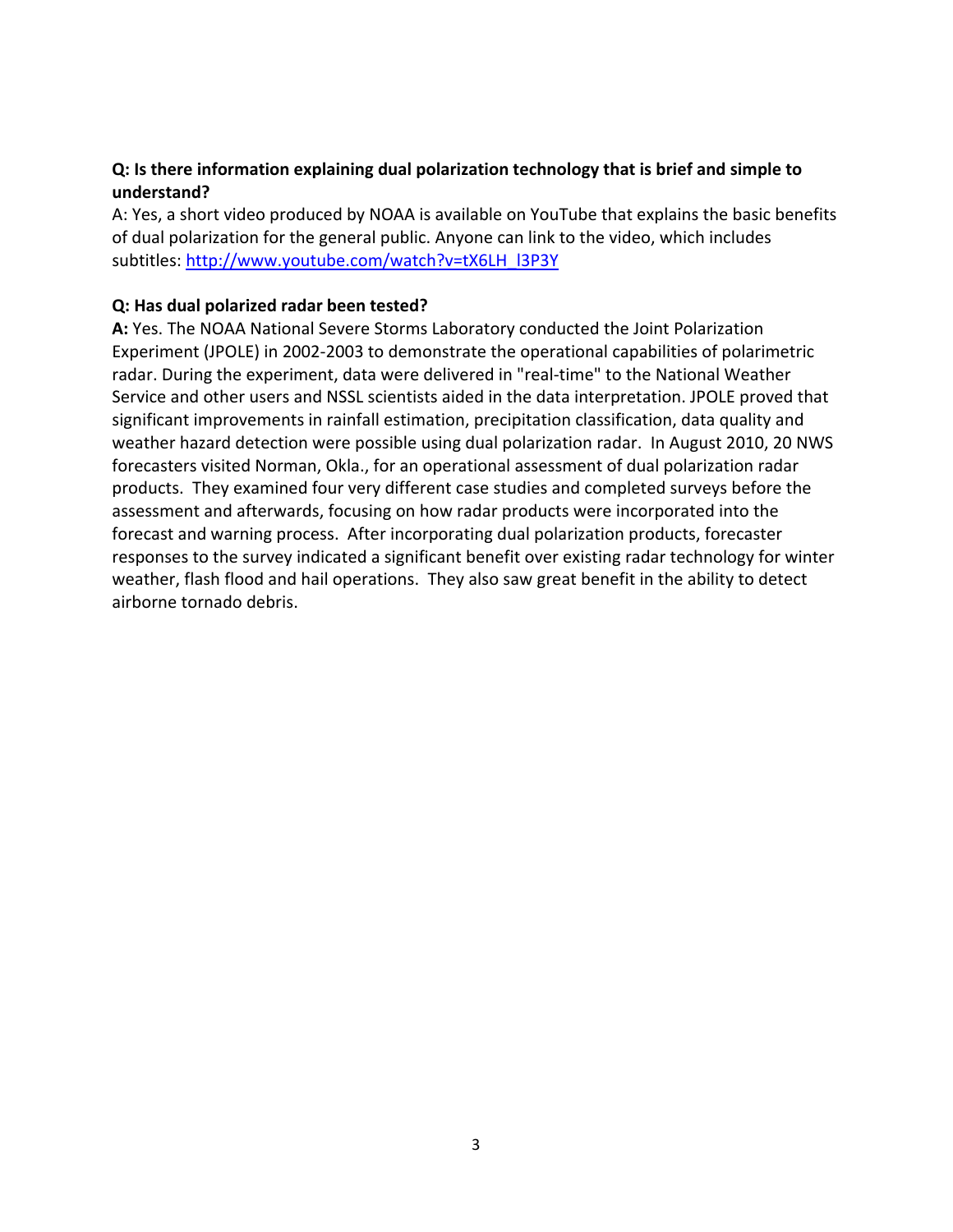**Q: Is there information explaining dual polarization technology that is brief and simple to understand?**
A: Yes, a short video produced by NOAA is available on YouTube that explains the basic benefits of dual polarization for the general public. Anyone can link to the video, which includes subtitles: [http://www.youtube.com/watch?v=tX6LH_I3P3Y](http://www.youtube.com/watch?v=tX6LH_I3P3Y)

**Q: Has dual polarized radar been tested?**
**A:** Yes. The NOAA National Severe Storms Laboratory conducted the Joint Polarization Experiment (JPOLE) in 2002-2003 to demonstrate the operational capabilities of polarimetric radar. During the experiment, data were delivered in "real-time" to the National Weather Service and other users and NSSL scientists aided in the data interpretation. JPOLE proved that significant improvements in rainfall estimation, precipitation classification, data quality and weather hazard detection were possible using dual polarization radar. In August 2010, 20 NWS forecasters visited Norman, Okla., for an operational assessment of dual polarization radar products. They examined four very different case studies and completed surveys before the assessment and afterwards, focusing on how radar products were incorporated into the forecast and warning process. After incorporating dual polarization products, forecaster responses to the survey indicated a significant benefit over existing radar technology for winter weather, flash flood and hail operations. They also saw great benefit in the ability to detect airborne tornado debris.